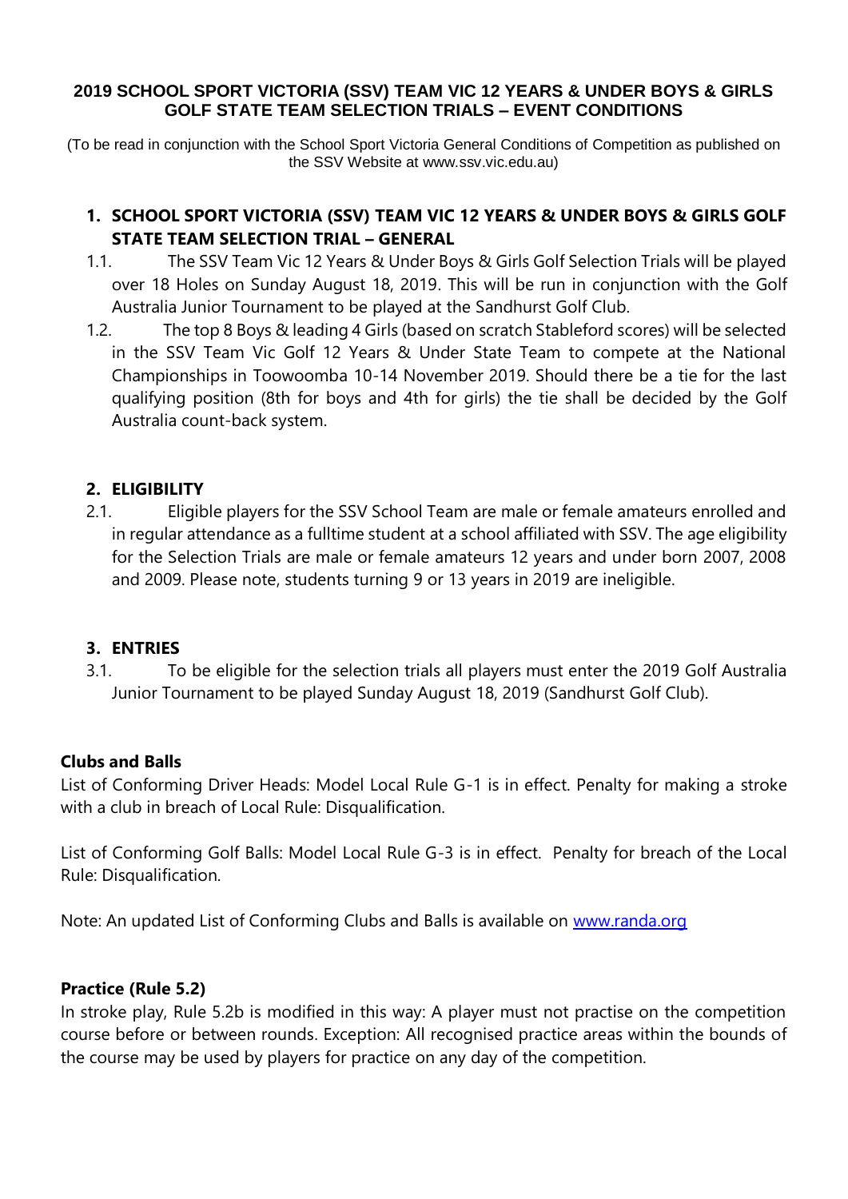# 2019 SCHOOL SPORT VICTORIA (SSV) TEAM VIC 12 YEARS & UNDER BOYS & GIRLS GOLF STATE TEAM SELECTION TRIALS – EVENT CONDITIONS

(To be read in conjunction with the School Sport Victoria General Conditions of Competition as published on the SSV Website at www.ssv.vic.edu.au)

## 1. SCHOOL SPORT VICTORIA (SSV) TEAM VIC 12 YEARS & UNDER BOYS & GIRLS GOLF STATE TEAM SELECTION TRIAL – GENERAL

1.1. The SSV Team Vic 12 Years & Under Boys & Girls Golf Selection Trials will be played over 18 Holes on Sunday August 18, 2019. This will be run in conjunction with the Golf Australia Junior Tournament to be played at the Sandhurst Golf Club.

1.2. The top 8 Boys & leading 4 Girls (based on scratch Stableford scores) will be selected in the SSV Team Vic Golf 12 Years & Under State Team to compete at the National Championships in Toowoomba 10-14 November 2019. Should there be a tie for the last qualifying position (8th for boys and 4th for girls) the tie shall be decided by the Golf Australia count-back system.

## 2. ELIGIBILITY

2.1. Eligible players for the SSV School Team are male or female amateurs enrolled and in regular attendance as a fulltime student at a school affiliated with SSV. The age eligibility for the Selection Trials are male or female amateurs 12 years and under born 2007, 2008 and 2009. Please note, students turning 9 or 13 years in 2019 are ineligible.

## 3. ENTRIES

3.1. To be eligible for the selection trials all players must enter the 2019 Golf Australia Junior Tournament to be played Sunday August 18, 2019 (Sandhurst Golf Club).

### Clubs and Balls

List of Conforming Driver Heads: Model Local Rule G-1 is in effect. Penalty for making a stroke with a club in breach of Local Rule: Disqualification.

List of Conforming Golf Balls: Model Local Rule G-3 is in effect. Penalty for breach of the Local Rule: Disqualification.

Note: An updated List of Conforming Clubs and Balls is available on www.randa.org

### Practice (Rule 5.2)

In stroke play, Rule 5.2b is modified in this way: A player must not practise on the competition course before or between rounds. Exception: All recognised practice areas within the bounds of the course may be used by players for practice on any day of the competition.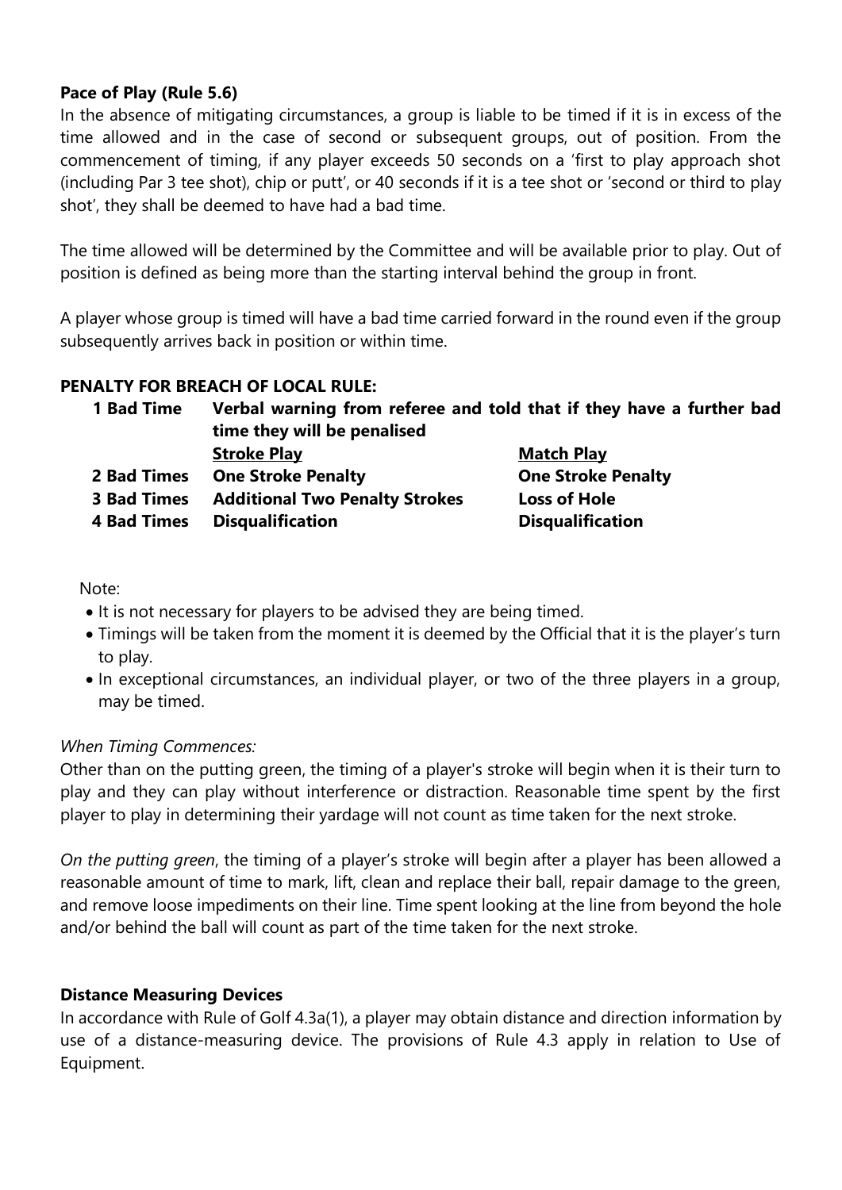**Pace of Play (Rule 5.6)**

In the absence of mitigating circumstances, a group is liable to be timed if it is in excess of the time allowed and in the case of second or subsequent groups, out of position. From the commencement of timing, if any player exceeds 50 seconds on a 'first to play approach shot (including Par 3 tee shot), chip or putt', or 40 seconds if it is a tee shot or 'second or third to play shot', they shall be deemed to have had a bad time.

The time allowed will be determined by the Committee and will be available prior to play. Out of position is defined as being more than the starting interval behind the group in front.

A player whose group is timed will have a bad time carried forward in the round even if the group subsequently arrives back in position or within time.

**PENALTY FOR BREACH OF LOCAL RULE:**

| | | |
|---|---|---|
| **1 Bad Time** | **Verbal warning from referee and told that if they have a further bad time they will be penalised** | |
| | **Stroke Play** | **Match Play** |
| **2 Bad Times** | **One Stroke Penalty** | **One Stroke Penalty** |
| **3 Bad Times** | **Additional Two Penalty Strokes** | **Loss of Hole** |
| **4 Bad Times** | **Disqualification** | **Disqualification** |

Note:

- It is not necessary for players to be advised they are being timed.
- Timings will be taken from the moment it is deemed by the Official that it is the player's turn to play.
- In exceptional circumstances, an individual player, or two of the three players in a group, may be timed.

*When Timing Commences:*

Other than on the putting green, the timing of a player's stroke will begin when it is their turn to play and they can play without interference or distraction. Reasonable time spent by the first player to play in determining their yardage will not count as time taken for the next stroke.

*On the putting green*, the timing of a player's stroke will begin after a player has been allowed a reasonable amount of time to mark, lift, clean and replace their ball, repair damage to the green, and remove loose impediments on their line. Time spent looking at the line from beyond the hole and/or behind the ball will count as part of the time taken for the next stroke.

**Distance Measuring Devices**

In accordance with Rule of Golf 4.3a(1), a player may obtain distance and direction information by use of a distance-measuring device. The provisions of Rule 4.3 apply in relation to Use of Equipment.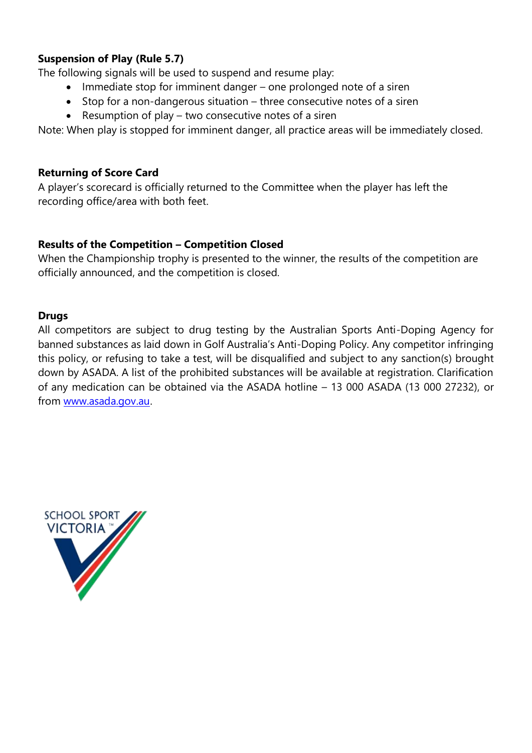**Suspension of Play (Rule 5.7)**

The following signals will be used to suspend and resume play:

- Immediate stop for imminent danger – one prolonged note of a siren
- Stop for a non-dangerous situation – three consecutive notes of a siren
- Resumption of play – two consecutive notes of a siren

Note: When play is stopped for imminent danger, all practice areas will be immediately closed.

**Returning of Score Card**

A player's scorecard is officially returned to the Committee when the player has left the recording office/area with both feet.

**Results of the Competition – Competition Closed**

When the Championship trophy is presented to the winner, the results of the competition are officially announced, and the competition is closed.

**Drugs**

All competitors are subject to drug testing by the Australian Sports Anti-Doping Agency for banned substances as laid down in Golf Australia's Anti-Doping Policy. Any competitor infringing this policy, or refusing to take a test, will be disqualified and subject to any sanction(s) brought down by ASADA. A list of the prohibited substances will be available at registration. Clarification of any medication can be obtained via the ASADA hotline – 13 000 ASADA (13 000 27232), or from www.asada.gov.au.

SCHOOL SPORT VICTORIA™